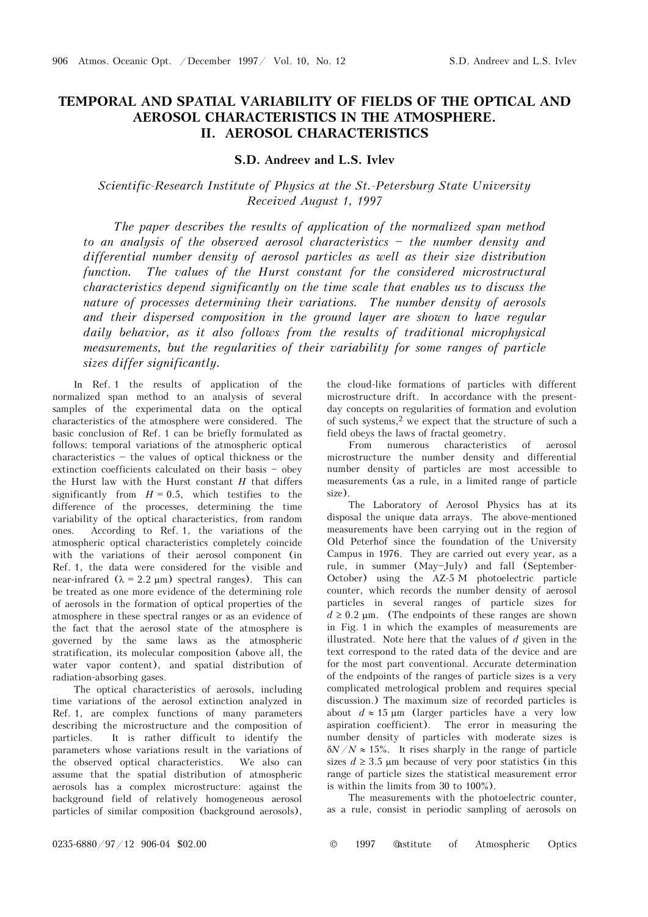# TEMPORAL AND SPATIAL VARIABILITY OF FIELDS OF THE OPTICAL AND AEROSOL CHARACTERISTICS IN THE ATMOSPHERE. II. AEROSOL CHARACTERISTICS

**S.D. Andreev and L.S. Ivlev**

*Scientific-Research Institute of Physics at the St.-Petersburg State University*
*Received August 1, 1997*

*The paper describes the results of application of the normalized span method to an analysis of the observed aerosol characteristics – the number density and differential number density of aerosol particles as well as their size distribution function. The values of the Hurst constant for the considered microstructural characteristics depend significantly on the time scale that enables us to discuss the nature of processes determining their variations. The number density of aerosols and their dispersed composition in the ground layer are shown to have regular daily behavior, as it also follows from the results of traditional microphysical measurements, but the regularities of their variability for some ranges of particle sizes differ significantly.*

In Ref. 1 the results of application of the normalized span method to an analysis of several samples of the experimental data on the optical characteristics of the atmosphere were considered. The basic conclusion of Ref. 1 can be briefly formulated as follows: temporal variations of the atmospheric optical characteristics – the values of optical thickness or the extinction coefficients calculated on their basis – obey the Hurst law with the Hurst constant $H$ that differs significantly from $H = 0.5$, which testifies to the difference of the processes, determining the time variability of the optical characteristics, from random ones. According to Ref. 1, the variations of the atmospheric optical characteristics completely coincide with the variations of their aerosol component (in Ref. 1, the data were considered for the visible and near-infrared ($\lambda = 2.2$ μm) spectral ranges). This can be treated as one more evidence of the determining role of aerosols in the formation of optical properties of the atmosphere in these spectral ranges or as an evidence of the fact that the aerosol state of the atmosphere is governed by the same laws as the atmospheric stratification, its molecular composition (above all, the water vapor content), and spatial distribution of radiation-absorbing gases.

The optical characteristics of aerosols, including time variations of the aerosol extinction analyzed in Ref. 1, are complex functions of many parameters describing the microstructure and the composition of particles. It is rather difficult to identify the parameters whose variations result in the variations of the observed optical characteristics. We also can assume that the spatial distribution of atmospheric aerosols has a complex microstructure: against the background field of relatively homogeneous aerosol particles of similar composition (background aerosols), the cloud-like formations of particles with different microstructure drift. In accordance with the present-day concepts on regularities of formation and evolution of such systems,[2] we expect that the structure of such a field obeys the laws of fractal geometry.

From numerous characteristics of aerosol microstructure the number density and differential number density of particles are most accessible to measurements (as a rule, in a limited range of particle size).

The Laboratory of Aerosol Physics has at its disposal the unique data arrays. The above-mentioned measurements have been carrying out in the region of Old Peterhof since the foundation of the University Campus in 1976. They are carried out every year, as a rule, in summer (May–July) and fall (September-October) using the AZ-5 M photoelectric particle counter, which records the number density of aerosol particles in several ranges of particle sizes for $d \geq 0.2$ μm. (The endpoints of these ranges are shown in Fig. 1 in which the examples of measurements are illustrated. Note here that the values of $d$ given in the text correspond to the rated data of the device and are for the most part conventional. Accurate determination of the endpoints of the ranges of particle sizes is a very complicated metrological problem and requires special discussion.) The maximum size of recorded particles is about $d \approx 15$ μm (larger particles have a very low aspiration coefficient). The error in measuring the number density of particles with moderate sizes is $\delta N/N \approx 15\%$. It rises sharply in the range of particle sizes $d \geq 3.5$ μm because of very poor statistics (in this range of particle sizes the statistical measurement error is within the limits from 30 to 100%).

The measurements with the photoelectric counter, as a rule, consist in periodic sampling of aerosols on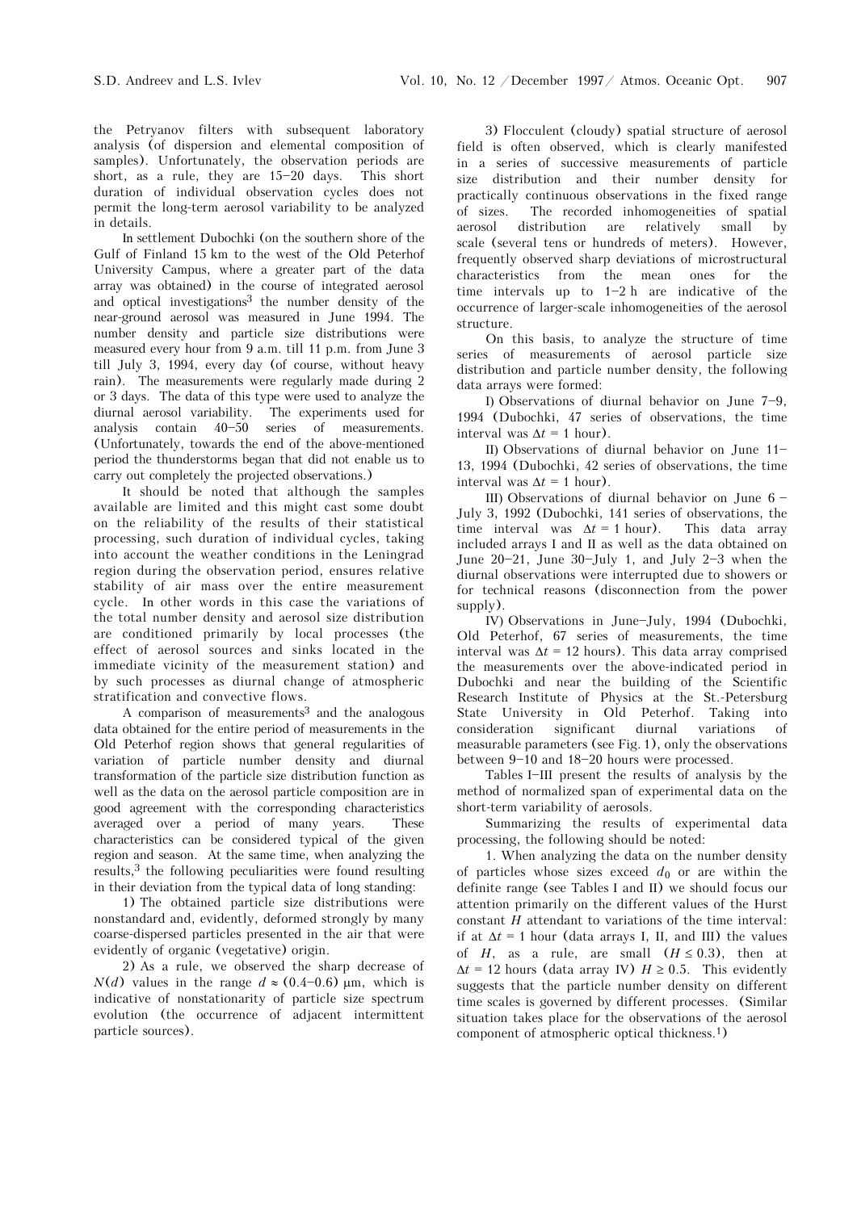the Petryanov filters with subsequent laboratory analysis (of dispersion and elemental composition of samples). Unfortunately, the observation periods are short, as a rule, they are 15–20 days. This short duration of individual observation cycles does not permit the long-term aerosol variability to be analyzed in details.

In settlement Dubochki (on the southern shore of the Gulf of Finland 15 km to the west of the Old Peterhof University Campus, where a greater part of the data array was obtained) in the course of integrated aerosol and optical investigations[3] the number density of the near-ground aerosol was measured in June 1994. The number density and particle size distributions were measured every hour from 9 a.m. till 11 p.m. from June 3 till July 3, 1994, every day (of course, without heavy rain). The measurements were regularly made during 2 or 3 days. The data of this type were used to analyze the diurnal aerosol variability. The experiments used for analysis contain 40–50 series of measurements. (Unfortunately, towards the end of the above-mentioned period the thunderstorms began that did not enable us to carry out completely the projected observations.)

It should be noted that although the samples available are limited and this might cast some doubt on the reliability of the results of their statistical processing, such duration of individual cycles, taking into account the weather conditions in the Leningrad region during the observation period, ensures relative stability of air mass over the entire measurement cycle. In other words in this case the variations of the total number density and aerosol size distribution are conditioned primarily by local processes (the effect of aerosol sources and sinks located in the immediate vicinity of the measurement station) and by such processes as diurnal change of atmospheric stratification and convective flows.

A comparison of measurements[3] and the analogous data obtained for the entire period of measurements in the Old Peterhof region shows that general regularities of variation of particle number density and diurnal transformation of the particle size distribution function as well as the data on the aerosol particle composition are in good agreement with the corresponding characteristics averaged over a period of many years. These characteristics can be considered typical of the given region and season. At the same time, when analyzing the results,[3] the following peculiarities were found resulting in their deviation from the typical data of long standing:

1) The obtained particle size distributions were nonstandard and, evidently, deformed strongly by many coarse-dispersed particles presented in the air that were evidently of organic (vegetative) origin.

2) As a rule, we observed the sharp decrease of $N(d)$ values in the range $d \approx (0.4–0.6)$ μm, which is indicative of nonstationarity of particle size spectrum evolution (the occurrence of adjacent intermittent particle sources).

3) Flocculent (cloudy) spatial structure of aerosol field is often observed, which is clearly manifested in a series of successive measurements of particle size distribution and their number density for practically continuous observations in the fixed range of sizes. The recorded inhomogeneities of spatial aerosol distribution are relatively small by scale (several tens or hundreds of meters). However, frequently observed sharp deviations of microstructural characteristics from the mean ones for the time intervals up to 1–2 h are indicative of the occurrence of larger-scale inhomogeneities of the aerosol structure.

On this basis, to analyze the structure of time series of measurements of aerosol particle size distribution and particle number density, the following data arrays were formed:

I) Observations of diurnal behavior on June 7–9, 1994 (Dubochki, 47 series of observations, the time interval was $\Delta t = 1$ hour).

II) Observations of diurnal behavior on June 11–13, 1994 (Dubochki, 42 series of observations, the time interval was $\Delta t = 1$ hour).

III) Observations of diurnal behavior on June 6 – July 3, 1992 (Dubochki, 141 series of observations, the time interval was $\Delta t = 1$ hour). This data array included arrays I and II as well as the data obtained on June 20–21, June 30–July 1, and July 2–3 when the diurnal observations were interrupted due to showers or for technical reasons (disconnection from the power supply).

IV) Observations in June–July, 1994 (Dubochki, Old Peterhof, 67 series of measurements, the time interval was $\Delta t = 12$ hours). This data array comprised the measurements over the above-indicated period in Dubochki and near the building of the Scientific Research Institute of Physics at the St.-Petersburg State University in Old Peterhof. Taking into consideration significant diurnal variations of measurable parameters (see Fig. 1), only the observations between 9–10 and 18–20 hours were processed.

Tables I–III present the results of analysis by the method of normalized span of experimental data on the short-term variability of aerosols.

Summarizing the results of experimental data processing, the following should be noted:

1. When analyzing the data on the number density of particles whose sizes exceed $d_0$ or are within the definite range (see Tables I and II) we should focus our attention primarily on the different values of the Hurst constant $H$ attendant to variations of the time interval: if at $\Delta t = 1$ hour (data arrays I, II, and III) the values of $H$, as a rule, are small ($H \le 0.3$), then at $\Delta t = 12$ hours (data array IV) $H \ge 0.5$. This evidently suggests that the particle number density on different time scales is governed by different processes. (Similar situation takes place for the observations of the aerosol component of atmospheric optical thickness.[1])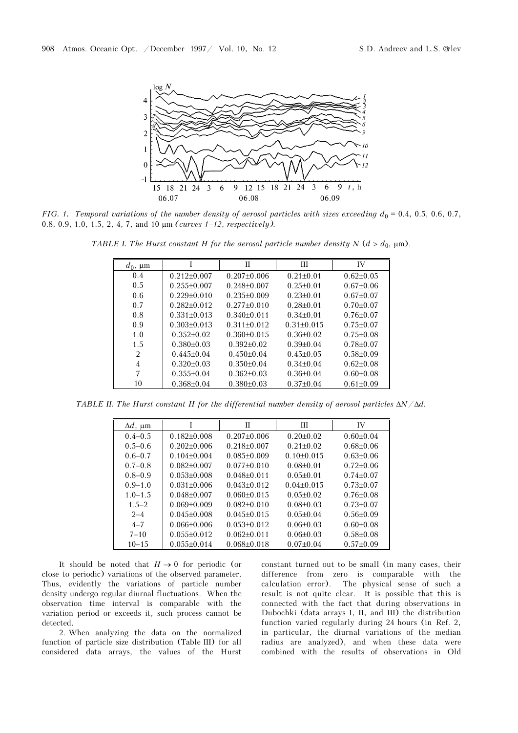*FIG. 1. Temporal variations of the number density of aerosol particles with sizes exceeding $d_0$ = 0.4, 0.5, 0.6, 0.7, 0.8, 0.9, 1.0, 1.5, 2, 4, 7, and 10 μm (curves 1–12, respectively).*

*TABLE I. The Hurst constant H for the aerosol particle number density N ($d > d_0$, μm).*

| $d_0$, μm | I | II | III | IV |
|---|---|---|---|---|
| 0.4 | 0.212±0.007 | 0.207±0.006 | 0.21±0.01 | 0.62±0.05 |
| 0.5 | 0.255±0.007 | 0.248±0.007 | 0.25±0.01 | 0.67±0.06 |
| 0.6 | 0.229±0.010 | 0.235±0.009 | 0.23±0.01 | 0.67±0.07 |
| 0.7 | 0.282±0.012 | 0.277±0.010 | 0.28±0.01 | 0.70±0.07 |
| 0.8 | 0.331±0.013 | 0.340±0.011 | 0.34±0.01 | 0.76±0.07 |
| 0.9 | 0.303±0.013 | 0.311±0.012 | 0.31±0.015 | 0.75±0.07 |
| 1.0 | 0.352±0.02 | 0.360±0.015 | 0.36±0.02 | 0.75±0.08 |
| 1.5 | 0.380±0.03 | 0.392±0.02 | 0.39±0.04 | 0.78±0.07 |
| 2 | 0.445±0.04 | 0.450±0.04 | 0.45±0.05 | 0.58±0.09 |
| 4 | 0.320±0.03 | 0.350±0.04 | 0.34±0.04 | 0.62±0.08 |
| 7 | 0.355±0.04 | 0.362±0.03 | 0.36±0.04 | 0.60±0.08 |
| 10 | 0.368±0.04 | 0.380±0.03 | 0.37±0.04 | 0.61±0.09 |

*TABLE II. The Hurst constant H for the differential number density of aerosol particles $\Delta N/\Delta d$.*

| $\Delta d$, μm | I | II | III | IV |
|---|---|---|---|---|
| 0.4–0.5 | 0.182±0.008 | 0.207±0.006 | 0.20±0.02 | 0.60±0.04 |
| 0.5–0.6 | 0.202±0.006 | 0.218±0.007 | 0.21±0.02 | 0.68±0.06 |
| 0.6–0.7 | 0.104±0.004 | 0.085±0.009 | 0.10±0.015 | 0.63±0.06 |
| 0.7–0.8 | 0.082±0.007 | 0.077±0.010 | 0.08±0.01 | 0.72±0.06 |
| 0.8–0.9 | 0.053±0.008 | 0.048±0.011 | 0.05±0.01 | 0.74±0.07 |
| 0.9–1.0 | 0.031±0.006 | 0.043±0.012 | 0.04±0.015 | 0.73±0.07 |
| 1.0–1.5 | 0.048±0.007 | 0.060±0.015 | 0.05±0.02 | 0.76±0.08 |
| 1.5–2 | 0.069±0.009 | 0.082±0.010 | 0.08±0.03 | 0.73±0.07 |
| 2–4 | 0.045±0.008 | 0.045±0.015 | 0.05±0.04 | 0.56±0.09 |
| 4–7 | 0.066±0.006 | 0.053±0.012 | 0.06±0.03 | 0.60±0.08 |
| 7–10 | 0.055±0.012 | 0.062±0.011 | 0.06±0.03 | 0.58±0.08 |
| 10–15 | 0.055±0.014 | 0.068±0.018 | 0.07±0.04 | 0.57±0.09 |

It should be noted that $H \to 0$ for periodic (or close to periodic) variations of the observed parameter. Thus, evidently the variations of particle number density undergo regular diurnal fluctuations. When the observation time interval is comparable with the variation period or exceeds it, such process cannot be detected.

2. When analyzing the data on the normalized function of particle size distribution (Table III) for all considered data arrays, the values of the Hurst constant turned out to be small (in many cases, their difference from zero is comparable with the calculation error). The physical sense of such a result is not quite clear. It is possible that this is connected with the fact that during observations in Dubochki (data arrays I, II, and III) the distribution function varied regularly during 24 hours (in Ref. 2, in particular, the diurnal variations of the median radius are analyzed), and when these data were combined with the results of observations in Old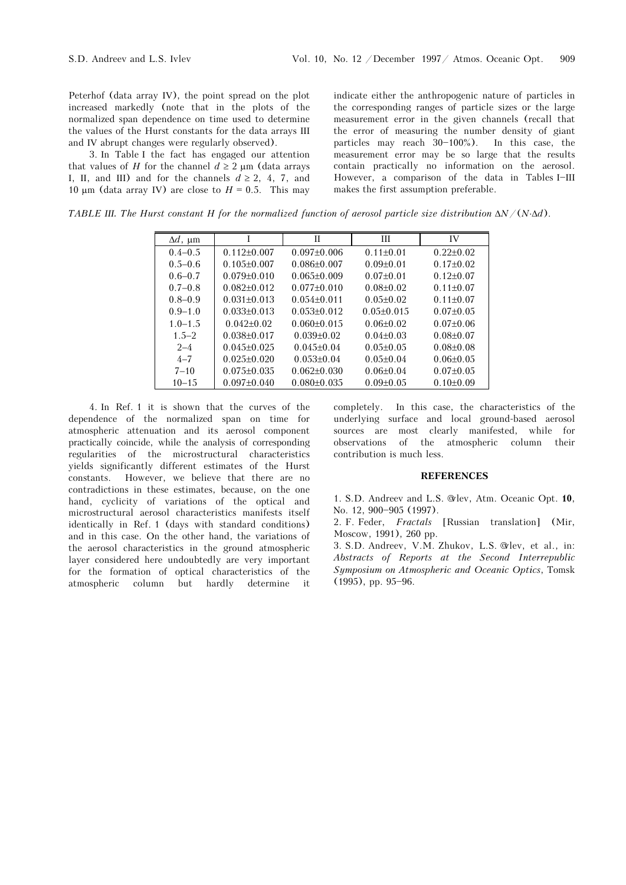Peterhof (data array IV), the point spread on the plot increased markedly (note that in the plots of the normalized span dependence on time used to determine the values of the Hurst constants for the data arrays III and IV abrupt changes were regularly observed).

3. In Table I the fact has engaged our attention that values of $H$ for the channel $d \geq 2$ μm (data arrays I, II, and III) and for the channels $d \geq 2$, 4, 7, and 10 μm (data array IV) are close to $H = 0.5$. This may indicate either the anthropogenic nature of particles in the corresponding ranges of particle sizes or the large measurement error in the given channels (recall that the error of measuring the number density of giant particles may reach 30–100%). In this case, the measurement error may be so large that the results contain practically no information on the aerosol. However, a comparison of the data in Tables I–III makes the first assumption preferable.

*TABLE III. The Hurst constant H for the normalized function of aerosol particle size distribution* $\Delta N / (N \cdot \Delta d)$.

| $\Delta d$, μm | I | II | III | IV |
|---|---|---|---|---|
| 0.4–0.5 | 0.112±0.007 | 0.097±0.006 | 0.11±0.01 | 0.22±0.02 |
| 0.5–0.6 | 0.105±0.007 | 0.086±0.007 | 0.09±0.01 | 0.17±0.02 |
| 0.6–0.7 | 0.079±0.010 | 0.065±0.009 | 0.07±0.01 | 0.12±0.07 |
| 0.7–0.8 | 0.082±0.012 | 0.077±0.010 | 0.08±0.02 | 0.11±0.07 |
| 0.8–0.9 | 0.031±0.013 | 0.054±0.011 | 0.05±0.02 | 0.11±0.07 |
| 0.9–1.0 | 0.033±0.013 | 0.053±0.012 | 0.05±0.015 | 0.07±0.05 |
| 1.0–1.5 | 0.042±0.02 | 0.060±0.015 | 0.06±0.02 | 0.07±0.06 |
| 1.5–2 | 0.038±0.017 | 0.039±0.02 | 0.04±0.03 | 0.08±0.07 |
| 2–4 | 0.045±0.025 | 0.045±0.04 | 0.05±0.05 | 0.08±0.08 |
| 4–7 | 0.025±0.020 | 0.053±0.04 | 0.05±0.04 | 0.06±0.05 |
| 7–10 | 0.075±0.035 | 0.062±0.030 | 0.06±0.04 | 0.07±0.05 |
| 10–15 | 0.097±0.040 | 0.080±0.035 | 0.09±0.05 | 0.10±0.09 |

4. In Ref. 1 it is shown that the curves of the dependence of the normalized span on time for atmospheric attenuation and its aerosol component practically coincide, while the analysis of corresponding regularities of the microstructural characteristics yields significantly different estimates of the Hurst constants. However, we believe that there are no contradictions in these estimates, because, on the one hand, cyclicity of variations of the optical and microstructural aerosol characteristics manifests itself identically in Ref. 1 (days with standard conditions) and in this case. On the other hand, the variations of the aerosol characteristics in the ground atmospheric layer considered here undoubtedly are very important for the formation of optical characteristics of the atmospheric column but hardly determine it completely. In this case, the characteristics of the underlying surface and local ground-based aerosol sources are most clearly manifested, while for observations of the atmospheric column their contribution is much less.

## REFERENCES

1. S.D. Andreev and L.S. Ivlev, Atm. Oceanic Opt. **10**, No. 12, 900–905 (1997).

2. F. Feder, *Fractals* [Russian translation] (Mir, Moscow, 1991), 260 pp.

3. S.D. Andreev, V.M. Zhukov, L.S. Ivlev, et al., in: *Abstracts of Reports at the Second Interrepublic Symposium on Atmospheric and Oceanic Optics*, Tomsk (1995), pp. 95–96.